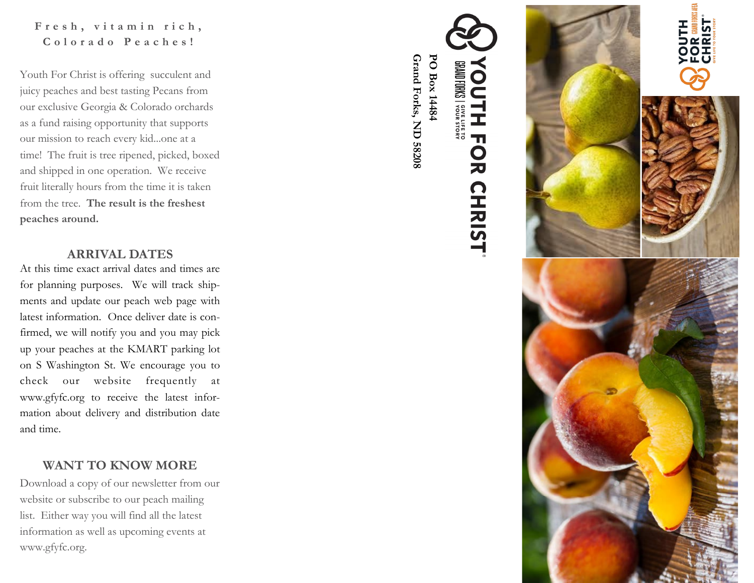**Fresh, vitamin rich, Colorado Peaches!**

Youth For Christ is offering succulent and juicy peaches and best tasting Pecans from our exclusive Georgia & Colorado orchards as a fund raising opportunity that supports our mission to reach every kid...one at a time! The fruit is tree ripened, picked, boxed and shipped in one operation. We receive fruit literally hours from the time it is taken from the tree. **The result is the freshest peaches around.**

## ARRIVAL DATES

At this time exact arrival dates and times are for planning purposes. We will track shipments and update our peach web page with latest information. Once deliver date is confirmed, we will notify you and you may pick up your peaches at the KMART parking lot on S Washington St. We encourage you to check our website frequently at www.gfyfc.org to receive the latest information about delivery and distribution date and time.

## WANT TO KNOW MORE

Download a copy of our newsletter from our website or subscribe to our peach mailing list. Either way you will find all the latest information as well as upcoming events at www.gfyfc.org.

YOUTH FOR CHRIST
GRAND FORKS | GIVE LIFE TO YOUR STORY

**PO Box 14484**
**Grand Forks, ND 58208**

YOUTH FOR CHRIST
GRAND FORKS AREA
GIVE LIFE TO YOUR STORY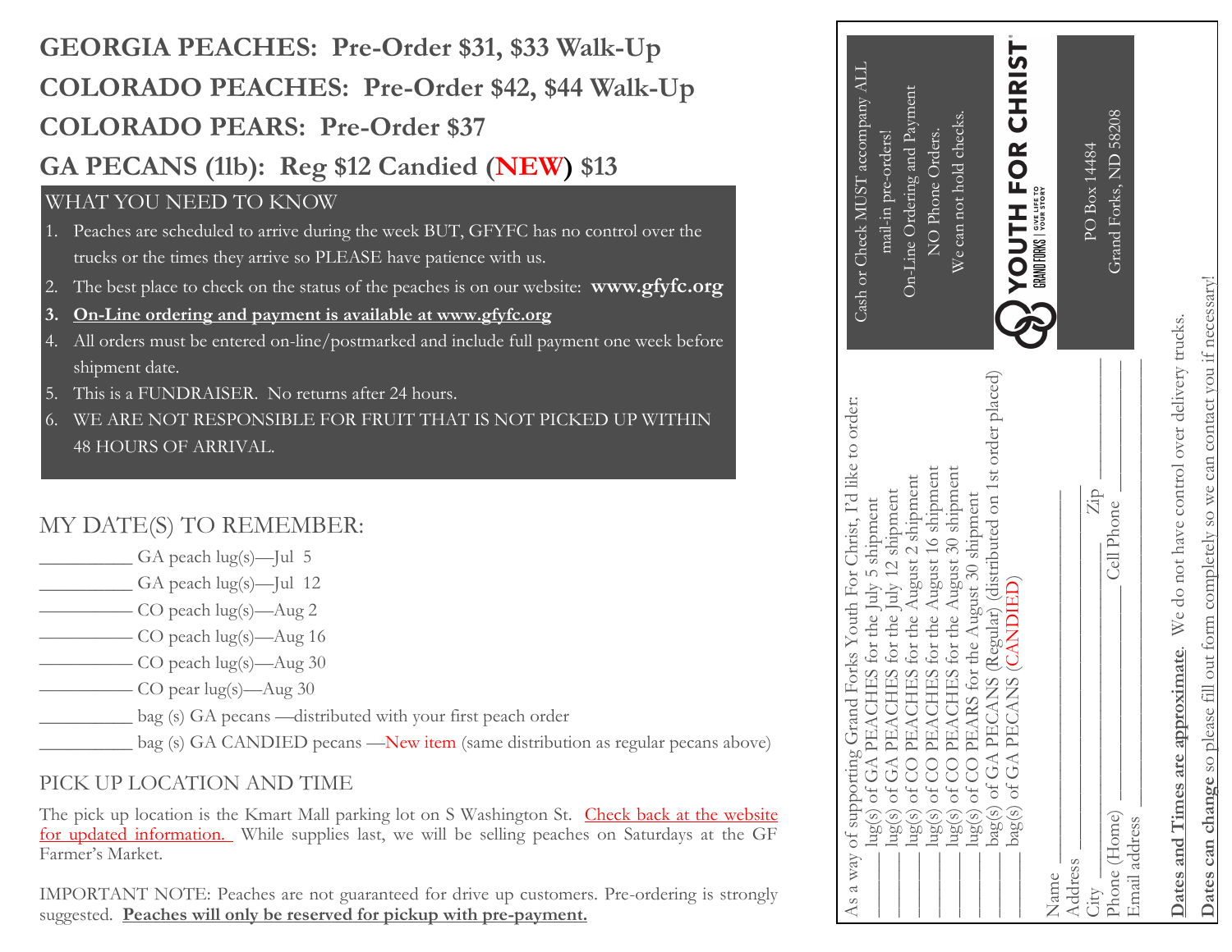# GEORGIA PEACHES: Pre-Order $31, $33 Walk-Up

# COLORADO PEACHES: Pre-Order $42, $44 Walk-Up

# COLORADO PEARS: Pre-Order $37

# GA PECANS (1lb): Reg $12 Candied (NEW) $13

## WHAT YOU NEED TO KNOW

1. Peaches are scheduled to arrive during the week BUT, GFYFC has no control over the trucks or the times they arrive so PLEASE have patience with us.
2. The best place to check on the status of the peaches is on our website: **www.gfyfc.org**
3. **On-Line ordering and payment is available at www.gfyfc.org**
4. All orders must be entered on-line/postmarked and include full payment one week before shipment date.
5. This is a FUNDRAISER. No returns after 24 hours.
6. WE ARE NOT RESPONSIBLE FOR FRUIT THAT IS NOT PICKED UP WITHIN 48 HOURS OF ARRIVAL.

## MY DATE(S) TO REMEMBER:

__________ GA peach lug(s)—Jul 5
__________ GA peach lug(s)—Jul 12
__________ CO peach lug(s)—Aug 2
__________ CO peach lug(s)—Aug 16
__________ CO peach lug(s)—Aug 30
__________ CO pear lug(s)—Aug 30
__________ bag (s) GA pecans —distributed with your first peach order
__________ bag (s) GA CANDIED pecans —New item (same distribution as regular pecans above)

## PICK UP LOCATION AND TIME

The pick up location is the Kmart Mall parking lot on S Washington St. Check back at the website for updated information. While supplies last, we will be selling peaches on Saturdays at the GF Farmer's Market.

IMPORTANT NOTE: Peaches are not guaranteed for drive up customers. Pre-ordering is strongly suggested. **Peaches will only be reserved for pickup with pre-payment.**

---

Cash or Check MUST accompany ALL mail-in pre-orders!
On-Line Ordering and Payment
NO Phone Orders.
We can not hold checks.

YOUTH FOR CHRIST
GRAND FORKS | GIVE LIFE TO YOUR STORY

PO Box 14484
Grand Forks, ND 58208

As a way of supporting Grand Forks Youth For Christ, I'd like to order:

_____ lug(s) of GA PEACHES for the July 5 shipment
_____ lug(s) of GA PEACHES for the July 12 shipment
_____ lug(s) of CO PEACHES for the August 2 shipment
_____ lug(s) of CO PEACHES for the August 16 shipment
_____ lug(s) of CO PEACHES for the August 30 shipment
_____ lug(s) of CO PEARS for the August 30 shipment
_____ bag(s) of GA PECANS (Regular) (distributed on 1st order placed)
_____ bag(s) of GA PECANS (CANDIED)

Name ________________________________
Address ______________________________
City ____________________________ Zip __________
Phone (Home) ______________ Cell Phone __________
Email address ________________________________

**Dates and Times are approximate**. We do not have control over delivery trucks.

**Dates can change** so please fill out form completely so we can contact you if necessary!